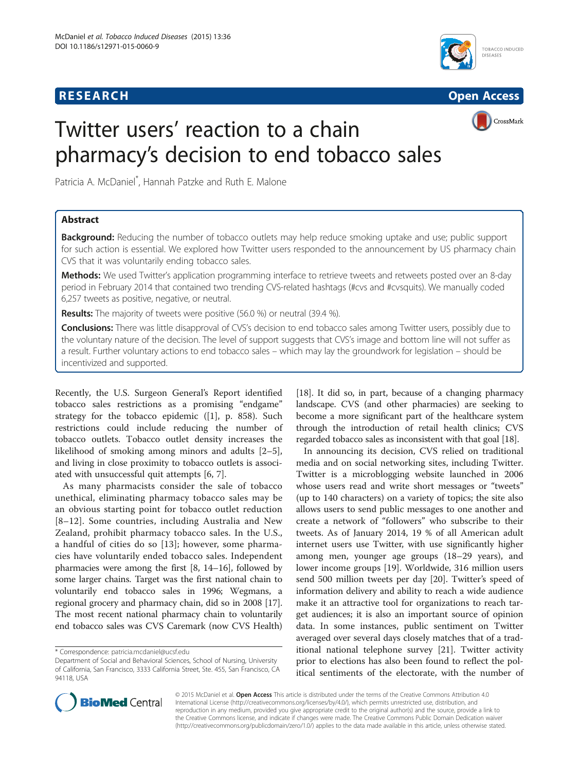RESEARCH Open Access

# Twitter users' reaction to a chain pharmacy's decision to end tobacco sales

Patricia A. McDaniel*, Hannah Patzke and Ruth E. Malone

## Abstract

**Background:** Reducing the number of tobacco outlets may help reduce smoking uptake and use; public support for such action is essential. We explored how Twitter users responded to the announcement by US pharmacy chain CVS that it was voluntarily ending tobacco sales.

**Methods:** We used Twitter's application programming interface to retrieve tweets and retweets posted over an 8-day period in February 2014 that contained two trending CVS-related hashtags (#cvs and #cvsquits). We manually coded 6,257 tweets as positive, negative, or neutral.

**Results:** The majority of tweets were positive (56.0 %) or neutral (39.4 %).

**Conclusions:** There was little disapproval of CVS's decision to end tobacco sales among Twitter users, possibly due to the voluntary nature of the decision. The level of support suggests that CVS's image and bottom line will not suffer as a result. Further voluntary actions to end tobacco sales – which may lay the groundwork for legislation – should be incentivized and supported.

Recently, the U.S. Surgeon General's Report identified tobacco sales restrictions as a promising "endgame" strategy for the tobacco epidemic ([1], p. 858). Such restrictions could include reducing the number of tobacco outlets. Tobacco outlet density increases the likelihood of smoking among minors and adults [2–5], and living in close proximity to tobacco outlets is associated with unsuccessful quit attempts [6, 7].

As many pharmacists consider the sale of tobacco unethical, eliminating pharmacy tobacco sales may be an obvious starting point for tobacco outlet reduction [8–12]. Some countries, including Australia and New Zealand, prohibit pharmacy tobacco sales. In the U.S., a handful of cities do so [13]; however, some pharmacies have voluntarily ended tobacco sales. Independent pharmacies were among the first [8, 14–16], followed by some larger chains. Target was the first national chain to voluntarily end tobacco sales in 1996; Wegmans, a regional grocery and pharmacy chain, did so in 2008 [17]. The most recent national pharmacy chain to voluntarily end tobacco sales was CVS Caremark (now CVS Health) [18]. It did so, in part, because of a changing pharmacy landscape. CVS (and other pharmacies) are seeking to become a more significant part of the healthcare system through the introduction of retail health clinics; CVS regarded tobacco sales as inconsistent with that goal [18].

In announcing its decision, CVS relied on traditional media and on social networking sites, including Twitter. Twitter is a microblogging website launched in 2006 whose users read and write short messages or "tweets" (up to 140 characters) on a variety of topics; the site also allows users to send public messages to one another and create a network of "followers" who subscribe to their tweets. As of January 2014, 19 % of all American adult internet users use Twitter, with use significantly higher among men, younger age groups (18–29 years), and lower income groups [19]. Worldwide, 316 million users send 500 million tweets per day [20]. Twitter's speed of information delivery and ability to reach a wide audience make it an attractive tool for organizations to reach target audiences; it is also an important source of opinion data. In some instances, public sentiment on Twitter averaged over several days closely matches that of a traditional national telephone survey [21]. Twitter activity prior to elections has also been found to reflect the political sentiments of the electorate, with the number of

* Correspondence: patricia.mcdaniel@ucsf.edu
Department of Social and Behavioral Sciences, School of Nursing, University of California, San Francisco, 3333 California Street, Ste. 455, San Francisco, CA 94118, USA

© 2015 McDaniel et al. **Open Access** This article is distributed under the terms of the Creative Commons Attribution 4.0 International License (http://creativecommons.org/licenses/by/4.0/), which permits unrestricted use, distribution, and reproduction in any medium, provided you give appropriate credit to the original author(s) and the source, provide a link to the Creative Commons license, and indicate if changes were made. The Creative Commons Public Domain Dedication waiver (http://creativecommons.org/publicdomain/zero/1.0/) applies to the data made available in this article, unless otherwise stated.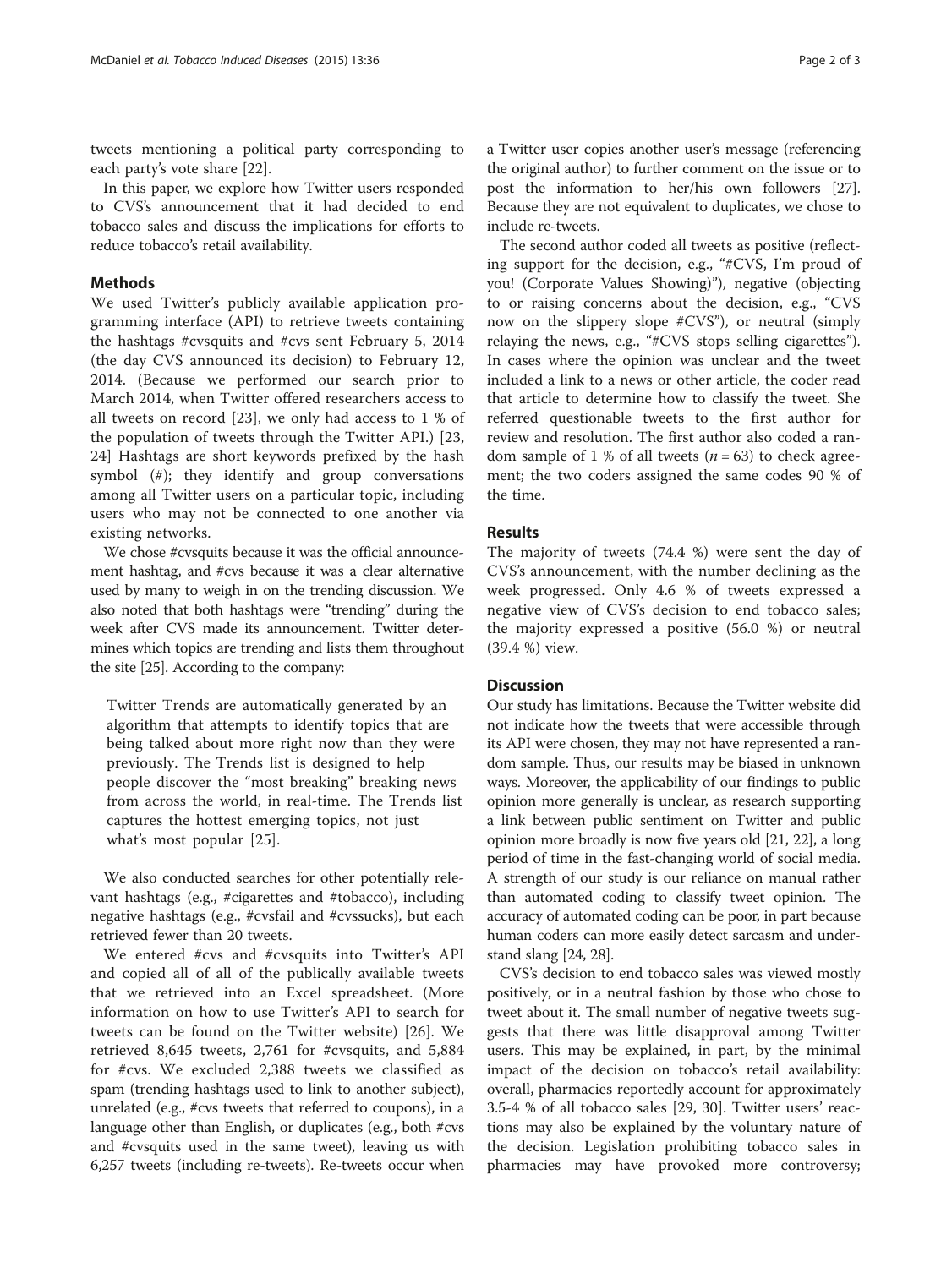tweets mentioning a political party corresponding to each party's vote share [22].

In this paper, we explore how Twitter users responded to CVS's announcement that it had decided to end tobacco sales and discuss the implications for efforts to reduce tobacco's retail availability.

## Methods

We used Twitter's publicly available application programming interface (API) to retrieve tweets containing the hashtags #cvsquits and #cvs sent February 5, 2014 (the day CVS announced its decision) to February 12, 2014. (Because we performed our search prior to March 2014, when Twitter offered researchers access to all tweets on record [23], we only had access to 1 % of the population of tweets through the Twitter API.) [23, 24] Hashtags are short keywords prefixed by the hash symbol (#); they identify and group conversations among all Twitter users on a particular topic, including users who may not be connected to one another via existing networks.

We chose #cvsquits because it was the official announcement hashtag, and #cvs because it was a clear alternative used by many to weigh in on the trending discussion. We also noted that both hashtags were "trending" during the week after CVS made its announcement. Twitter determines which topics are trending and lists them throughout the site [25]. According to the company:

> Twitter Trends are automatically generated by an algorithm that attempts to identify topics that are being talked about more right now than they were previously. The Trends list is designed to help people discover the "most breaking" breaking news from across the world, in real-time. The Trends list captures the hottest emerging topics, not just what's most popular [25].

We also conducted searches for other potentially relevant hashtags (e.g., #cigarettes and #tobacco), including negative hashtags (e.g., #cvsfail and #cvssucks), but each retrieved fewer than 20 tweets.

We entered #cvs and #cvsquits into Twitter's API and copied all of all of the publically available tweets that we retrieved into an Excel spreadsheet. (More information on how to use Twitter's API to search for tweets can be found on the Twitter website) [26]. We retrieved 8,645 tweets, 2,761 for #cvsquits, and 5,884 for #cvs. We excluded 2,388 tweets we classified as spam (trending hashtags used to link to another subject), unrelated (e.g., #cvs tweets that referred to coupons), in a language other than English, or duplicates (e.g., both #cvs and #cvsquits used in the same tweet), leaving us with 6,257 tweets (including re-tweets). Re-tweets occur when a Twitter user copies another user's message (referencing the original author) to further comment on the issue or to post the information to her/his own followers [27]. Because they are not equivalent to duplicates, we chose to include re-tweets.

The second author coded all tweets as positive (reflecting support for the decision, e.g., "#CVS, I'm proud of you! (Corporate Values Showing)"), negative (objecting to or raising concerns about the decision, e.g., "CVS now on the slippery slope #CVS"), or neutral (simply relaying the news, e.g., "#CVS stops selling cigarettes"). In cases where the opinion was unclear and the tweet included a link to a news or other article, the coder read that article to determine how to classify the tweet. She referred questionable tweets to the first author for review and resolution. The first author also coded a random sample of 1 % of all tweets ($n = 63$) to check agreement; the two coders assigned the same codes 90 % of the time.

## Results

The majority of tweets (74.4 %) were sent the day of CVS's announcement, with the number declining as the week progressed. Only 4.6 % of tweets expressed a negative view of CVS's decision to end tobacco sales; the majority expressed a positive (56.0 %) or neutral (39.4 %) view.

## Discussion

Our study has limitations. Because the Twitter website did not indicate how the tweets that were accessible through its API were chosen, they may not have represented a random sample. Thus, our results may be biased in unknown ways. Moreover, the applicability of our findings to public opinion more generally is unclear, as research supporting a link between public sentiment on Twitter and public opinion more broadly is now five years old [21, 22], a long period of time in the fast-changing world of social media. A strength of our study is our reliance on manual rather than automated coding to classify tweet opinion. The accuracy of automated coding can be poor, in part because human coders can more easily detect sarcasm and understand slang [24, 28].

CVS's decision to end tobacco sales was viewed mostly positively, or in a neutral fashion by those who chose to tweet about it. The small number of negative tweets suggests that there was little disapproval among Twitter users. This may be explained, in part, by the minimal impact of the decision on tobacco's retail availability: overall, pharmacies reportedly account for approximately 3.5-4 % of all tobacco sales [29, 30]. Twitter users' reactions may also be explained by the voluntary nature of the decision. Legislation prohibiting tobacco sales in pharmacies may have provoked more controversy;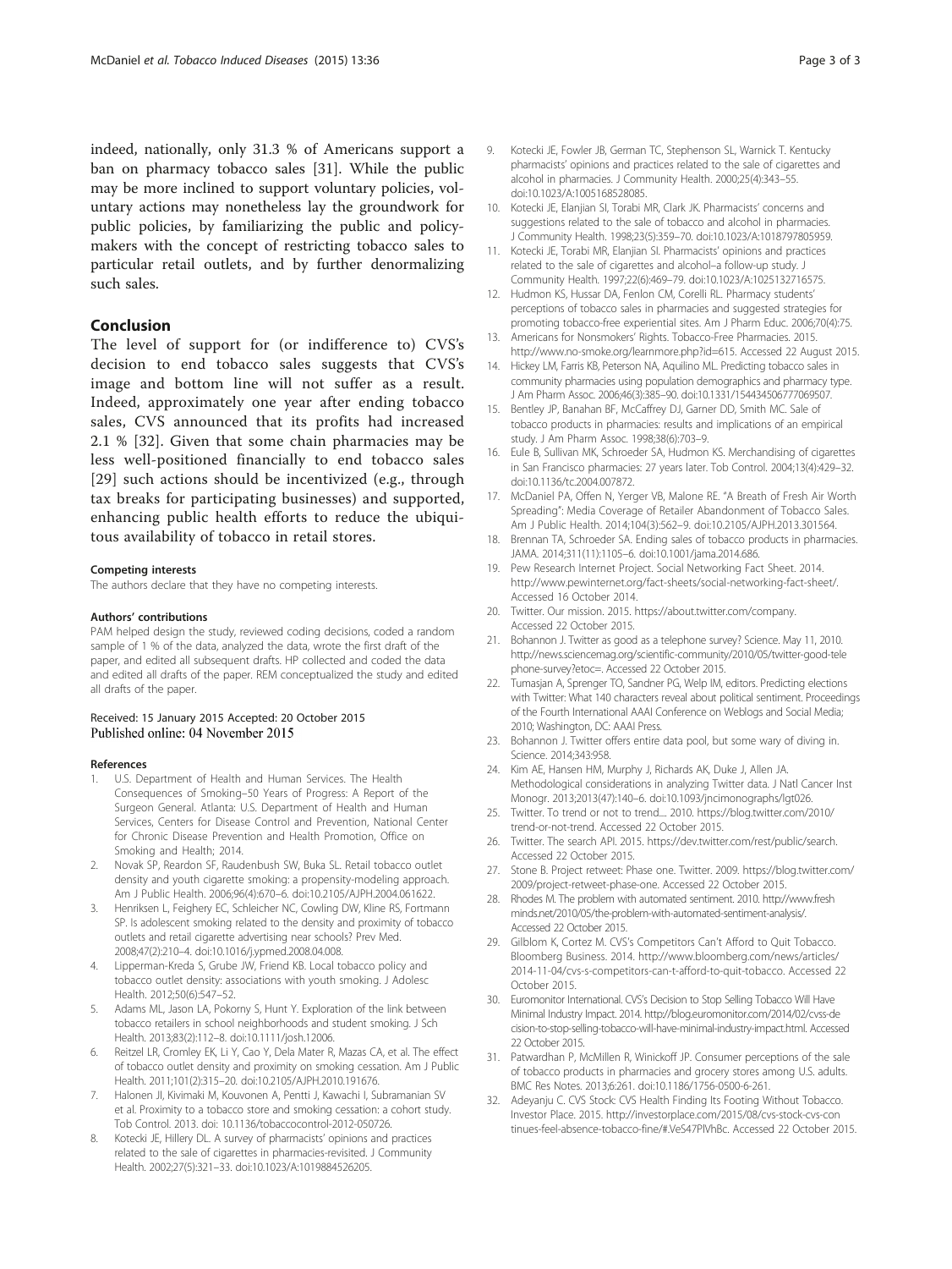indeed, nationally, only 31.3 % of Americans support a ban on pharmacy tobacco sales [31]. While the public may be more inclined to support voluntary policies, voluntary actions may nonetheless lay the groundwork for public policies, by familiarizing the public and policymakers with the concept of restricting tobacco sales to particular retail outlets, and by further denormalizing such sales.

## Conclusion

The level of support for (or indifference to) CVS's decision to end tobacco sales suggests that CVS's image and bottom line will not suffer as a result. Indeed, approximately one year after ending tobacco sales, CVS announced that its profits had increased 2.1 % [32]. Given that some chain pharmacies may be less well-positioned financially to end tobacco sales [29] such actions should be incentivized (e.g., through tax breaks for participating businesses) and supported, enhancing public health efforts to reduce the ubiquitous availability of tobacco in retail stores.

#### Competing interests

The authors declare that they have no competing interests.

#### Authors' contributions

PAM helped design the study, reviewed coding decisions, coded a random sample of 1 % of the data, analyzed the data, wrote the first draft of the paper, and edited all subsequent drafts. HP collected and coded the data and edited all drafts of the paper. REM conceptualized the study and edited all drafts of the paper.

Received: 15 January 2015 Accepted: 20 October 2015
Published online: 04 November 2015

#### References

1. U.S. Department of Health and Human Services. The Health Consequences of Smoking–50 Years of Progress: A Report of the Surgeon General. Atlanta: U.S. Department of Health and Human Services, Centers for Disease Control and Prevention, National Center for Chronic Disease Prevention and Health Promotion, Office on Smoking and Health; 2014.
2. Novak SP, Reardon SF, Raudenbush SW, Buka SL. Retail tobacco outlet density and youth cigarette smoking: a propensity-modeling approach. Am J Public Health. 2006;96(4):670–6. doi:10.2105/AJPH.2004.061622.
3. Henriksen L, Feighery EC, Schleicher NC, Cowling DW, Kline RS, Fortmann SP. Is adolescent smoking related to the density and proximity of tobacco outlets and retail cigarette advertising near schools? Prev Med. 2008;47(2):210–4. doi:10.1016/j.ypmed.2008.04.008.
4. Lipperman-Kreda S, Grube JW, Friend KB. Local tobacco policy and tobacco outlet density: associations with youth smoking. J Adolesc Health. 2012;50(6):547–52.
5. Adams ML, Jason LA, Pokorny S, Hunt Y. Exploration of the link between tobacco retailers in school neighborhoods and student smoking. J Sch Health. 2013;83(2):112–8. doi:10.1111/josh.12006.
6. Reitzel LR, Cromley EK, Li Y, Cao Y, Dela Mater R, Mazas CA, et al. The effect of tobacco outlet density and proximity on smoking cessation. Am J Public Health. 2011;101(2):315–20. doi:10.2105/AJPH.2010.191676.
7. Halonen JI, Kivimaki M, Kouvonen A, Pentti J, Kawachi I, Subramanian SV et al. Proximity to a tobacco store and smoking cessation: a cohort study. Tob Control. 2013. doi: 10.1136/tobaccocontrol-2012-050726.
8. Kotecki JE, Hillery DL. A survey of pharmacists' opinions and practices related to the sale of cigarettes in pharmacies-revisited. J Community Health. 2002;27(5):321–33. doi:10.1023/A:1019884526205.
9. Kotecki JE, Fowler JB, German TC, Stephenson SL, Warnick T. Kentucky pharmacists' opinions and practices related to the sale of cigarettes and alcohol in pharmacies. J Community Health. 2000;25(4):343–55. doi:10.1023/A:1005168528085.
10. Kotecki JE, Elanjian SI, Torabi MR, Clark JK. Pharmacists' concerns and suggestions related to the sale of tobacco and alcohol in pharmacies. J Community Health. 1998;23(5):359–70. doi:10.1023/A:1018797805959.
11. Kotecki JE, Torabi MR, Elanjian SI. Pharmacists' opinions and practices related to the sale of cigarettes and alcohol–a follow-up study. J Community Health. 1997;22(6):469–79. doi:10.1023/A:1025132716575.
12. Hudmon KS, Hussar DA, Fenlon CM, Corelli RL. Pharmacy students' perceptions of tobacco sales in pharmacies and suggested strategies for promoting tobacco-free experiential sites. Am J Pharm Educ. 2006;70(4):75.
13. Americans for Nonsmokers' Rights. Tobacco-Free Pharmacies. 2015. http://www.no-smoke.org/learnmore.php?id=615. Accessed 22 August 2015.
14. Hickey LM, Farris KB, Peterson NA, Aquilino ML. Predicting tobacco sales in community pharmacies using population demographics and pharmacy type. J Am Pharm Assoc. 2006;46(3):385–90. doi:10.1331/154434506777069507.
15. Bentley JP, Banahan BF, McCaffrey DJ, Garner DD, Smith MC. Sale of tobacco products in pharmacies: results and implications of an empirical study. J Am Pharm Assoc. 1998;38(6):703–9.
16. Eule B, Sullivan MK, Schroeder SA, Hudmon KS. Merchandising of cigarettes in San Francisco pharmacies: 27 years later. Tob Control. 2004;13(4):429–32. doi:10.1136/tc.2004.007872.
17. McDaniel PA, Offen N, Yerger VB, Malone RE. "A Breath of Fresh Air Worth Spreading": Media Coverage of Retailer Abandonment of Tobacco Sales. Am J Public Health. 2014;104(3):562–9. doi:10.2105/AJPH.2013.301564.
18. Brennan TA, Schroeder SA. Ending sales of tobacco products in pharmacies. JAMA. 2014;311(11):1105–6. doi:10.1001/jama.2014.686.
19. Pew Research Internet Project. Social Networking Fact Sheet. 2014. http://www.pewinternet.org/fact-sheets/social-networking-fact-sheet/. Accessed 16 October 2014.
20. Twitter. Our mission. 2015. https://about.twitter.com/company. Accessed 22 October 2015.
21. Bohannon J. Twitter as good as a telephone survey? Science. May 11, 2010. http://news.sciencemag.org/scientific-community/2010/05/twitter-good-telephone-survey?etoc=. Accessed 22 October 2015.
22. Tumasjan A, Sprenger TO, Sandner PG, Welp IM, editors. Predicting elections with Twitter: What 140 characters reveal about political sentiment. Proceedings of the Fourth International AAAI Conference on Weblogs and Social Media; 2010; Washington, DC: AAAI Press.
23. Bohannon J. Twitter offers entire data pool, but some wary of diving in. Science. 2014;343:958.
24. Kim AE, Hansen HM, Murphy J, Richards AK, Duke J, Allen JA. Methodological considerations in analyzing Twitter data. J Natl Cancer Inst Monogr. 2013;2013(47):140–6. doi:10.1093/jncimonographs/lgt026.
25. Twitter. To trend or not to trend.... 2010. https://blog.twitter.com/2010/trend-or-not-trend. Accessed 22 October 2015.
26. Twitter. The search API. 2015. https://dev.twitter.com/rest/public/search. Accessed 22 October 2015.
27. Stone B. Project retweet: Phase one. Twitter. 2009. https://blog.twitter.com/2009/project-retweet-phase-one. Accessed 22 October 2015.
28. Rhodes M. The problem with automated sentiment. 2010. http://www.freshminds.net/2010/05/the-problem-with-automated-sentiment-analysis/. Accessed 22 October 2015.
29. Gilblom K, Cortez M. CVS's Competitors Can't Afford to Quit Tobacco. Bloomberg Business. 2014. http://www.bloomberg.com/news/articles/2014-11-04/cvs-s-competitors-can-t-afford-to-quit-tobacco. Accessed 22 October 2015.
30. Euromonitor International. CVS's Decision to Stop Selling Tobacco Will Have Minimal Industry Impact. 2014. http://blog.euromonitor.com/2014/02/cvss-decision-to-stop-selling-tobacco-will-have-minimal-industry-impact.html. Accessed 22 October 2015.
31. Patwardhan P, McMillen R, Winickoff JP. Consumer perceptions of the sale of tobacco products in pharmacies and grocery stores among U.S. adults. BMC Res Notes. 2013;6:261. doi:10.1186/1756-0500-6-261.
32. Adeyanju C. CVS Stock: CVS Health Finding Its Footing Without Tobacco. Investor Place. 2015. http://investorplace.com/2015/08/cvs-stock-cvs-continues-feel-absence-tobacco-fine/#.VeS47PlVhBc. Accessed 22 October 2015.